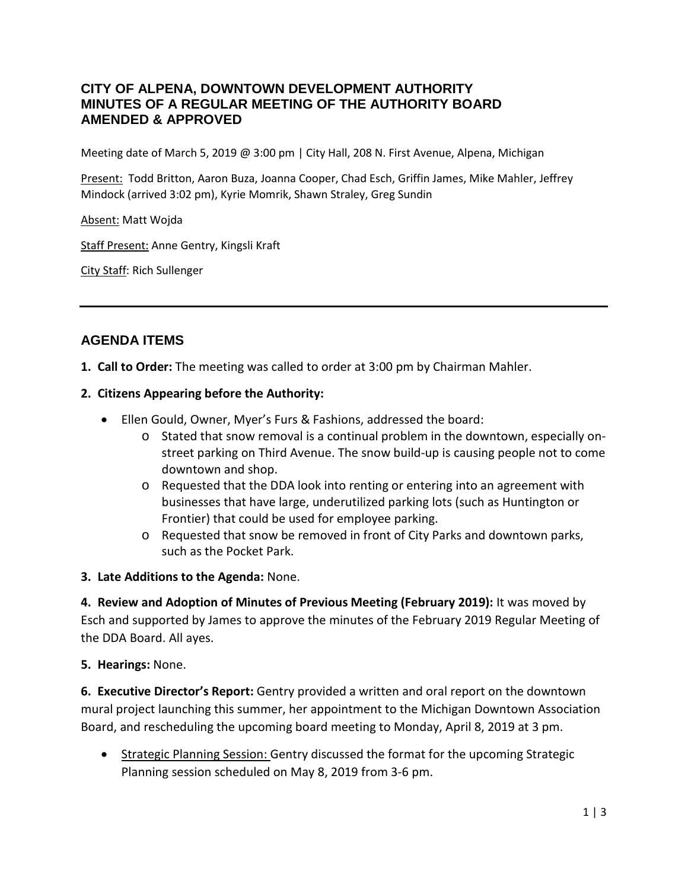# CITY OF ALPENA, DOWNTOWN DEVELOPMENT AUTHORITY
# MINUTES OF A REGULAR MEETING OF THE AUTHORITY BOARD
# AMENDED & APPROVED

Meeting date of March 5, 2019 @ 3:00 pm | City Hall, 208 N. First Avenue, Alpena, Michigan

Present: Todd Britton, Aaron Buza, Joanna Cooper, Chad Esch, Griffin James, Mike Mahler, Jeffrey Mindock (arrived 3:02 pm), Kyrie Momrik, Shawn Straley, Greg Sundin

Absent: Matt Wojda

Staff Present: Anne Gentry, Kingsli Kraft

City Staff: Rich Sullenger

---

## AGENDA ITEMS

**1. Call to Order:** The meeting was called to order at 3:00 pm by Chairman Mahler.

**2. Citizens Appearing before the Authority:**

- Ellen Gould, Owner, Myer's Furs & Fashions, addressed the board:
  - Stated that snow removal is a continual problem in the downtown, especially on-street parking on Third Avenue. The snow build-up is causing people not to come downtown and shop.
  - Requested that the DDA look into renting or entering into an agreement with businesses that have large, underutilized parking lots (such as Huntington or Frontier) that could be used for employee parking.
  - Requested that snow be removed in front of City Parks and downtown parks, such as the Pocket Park.

**3. Late Additions to the Agenda:** None.

**4. Review and Adoption of Minutes of Previous Meeting (February 2019):** It was moved by Esch and supported by James to approve the minutes of the February 2019 Regular Meeting of the DDA Board. All ayes.

**5. Hearings:** None.

**6. Executive Director's Report:** Gentry provided a written and oral report on the downtown mural project launching this summer, her appointment to the Michigan Downtown Association Board, and rescheduling the upcoming board meeting to Monday, April 8, 2019 at 3 pm.

- Strategic Planning Session: Gentry discussed the format for the upcoming Strategic Planning session scheduled on May 8, 2019 from 3-6 pm.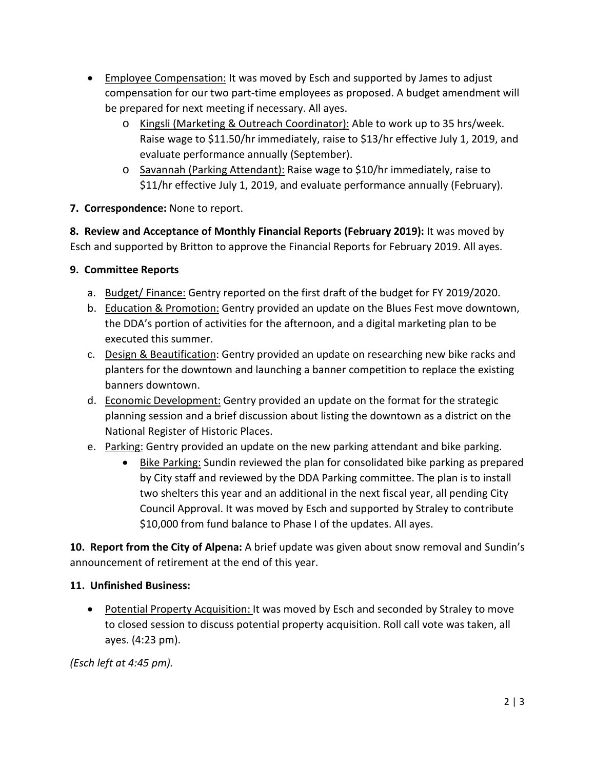- Employee Compensation: It was moved by Esch and supported by James to adjust compensation for our two part-time employees as proposed. A budget amendment will be prepared for next meeting if necessary. All ayes.
    - Kingsli (Marketing & Outreach Coordinator): Able to work up to 35 hrs/week. Raise wage to $11.50/hr immediately, raise to $13/hr effective July 1, 2019, and evaluate performance annually (September).
    - Savannah (Parking Attendant): Raise wage to $10/hr immediately, raise to $11/hr effective July 1, 2019, and evaluate performance annually (February).

**7. Correspondence:** None to report.

**8. Review and Acceptance of Monthly Financial Reports (February 2019):** It was moved by Esch and supported by Britton to approve the Financial Reports for February 2019. All ayes.

**9. Committee Reports**

a. Budget/ Finance: Gentry reported on the first draft of the budget for FY 2019/2020.
b. Education & Promotion: Gentry provided an update on the Blues Fest move downtown, the DDA's portion of activities for the afternoon, and a digital marketing plan to be executed this summer.
c. Design & Beautification: Gentry provided an update on researching new bike racks and planters for the downtown and launching a banner competition to replace the existing banners downtown.
d. Economic Development: Gentry provided an update on the format for the strategic planning session and a brief discussion about listing the downtown as a district on the National Register of Historic Places.
e. Parking: Gentry provided an update on the new parking attendant and bike parking.
    - Bike Parking: Sundin reviewed the plan for consolidated bike parking as prepared by City staff and reviewed by the DDA Parking committee. The plan is to install two shelters this year and an additional in the next fiscal year, all pending City Council Approval. It was moved by Esch and supported by Straley to contribute $10,000 from fund balance to Phase I of the updates. All ayes.

**10. Report from the City of Alpena:** A brief update was given about snow removal and Sundin's announcement of retirement at the end of this year.

**11. Unfinished Business:**

- Potential Property Acquisition: It was moved by Esch and seconded by Straley to move to closed session to discuss potential property acquisition. Roll call vote was taken, all ayes. (4:23 pm).

*(Esch left at 4:45 pm).*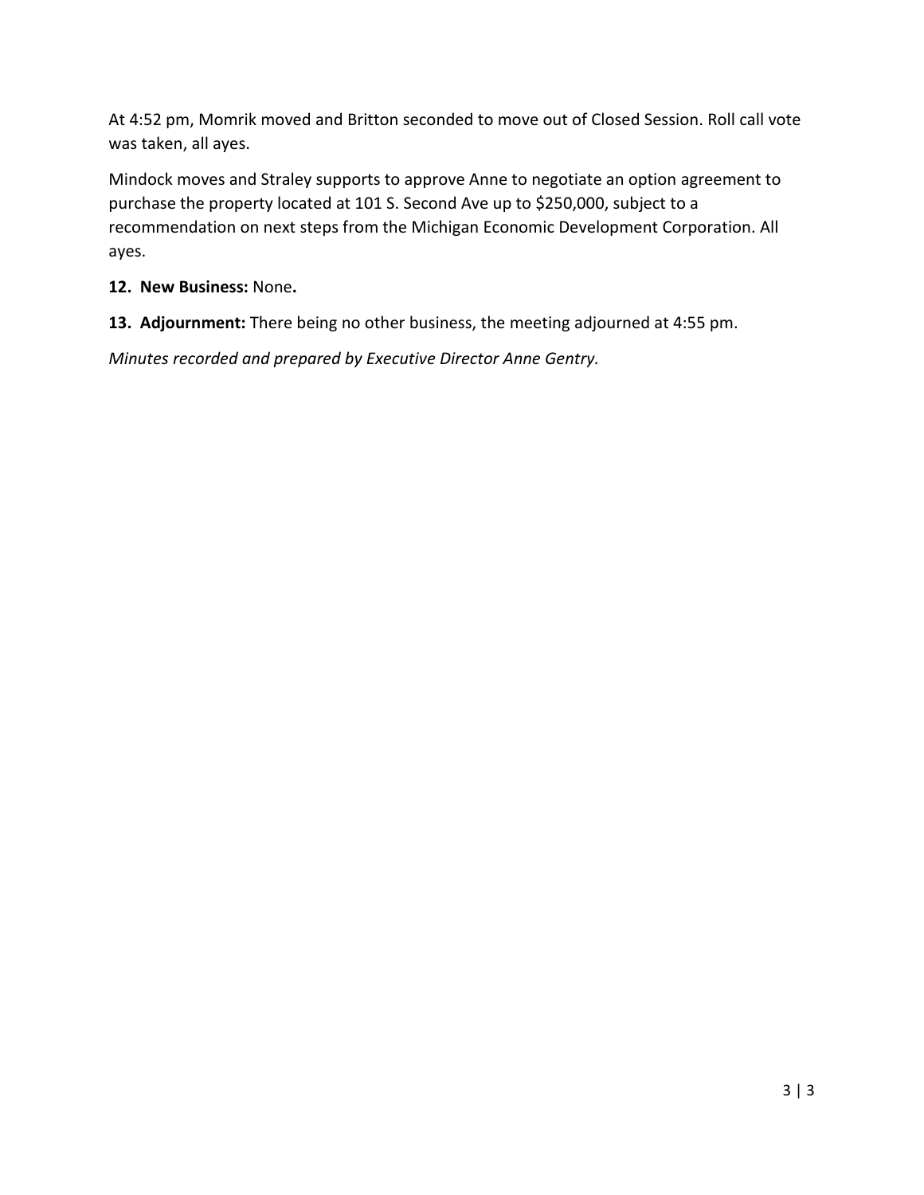At 4:52 pm, Momrik moved and Britton seconded to move out of Closed Session. Roll call vote was taken, all ayes.

Mindock moves and Straley supports to approve Anne to negotiate an option agreement to purchase the property located at 101 S. Second Ave up to $250,000, subject to a recommendation on next steps from the Michigan Economic Development Corporation. All ayes.

**12. New Business:** None**.**

**13. Adjournment:** There being no other business, the meeting adjourned at 4:55 pm.

*Minutes recorded and prepared by Executive Director Anne Gentry.*